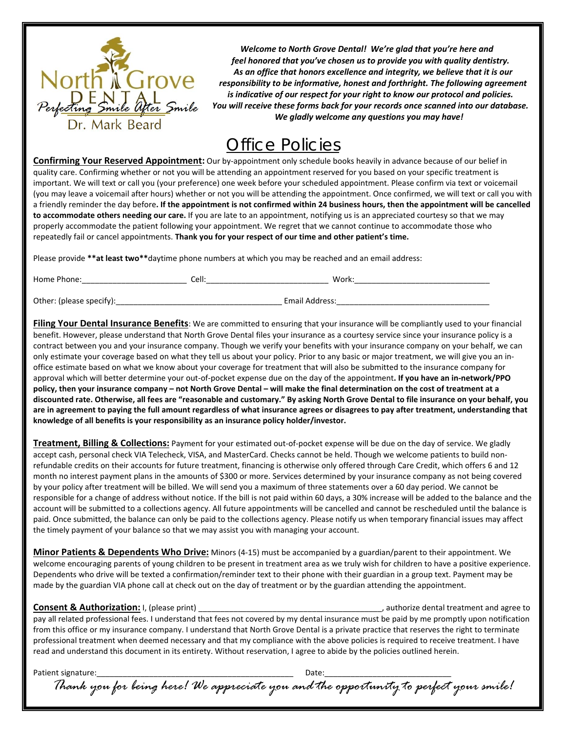North Grove DENTAL
*Perfecting Smile After Smile*
Dr. Mark Beard

***Welcome to North Grove Dental! We're glad that you're here and feel honored that you've chosen us to provide you with quality dentistry. As an office that honors excellence and integrity, we believe that it is our responsibility to be informative, honest and forthright. The following agreement is indicative of our respect for your right to know our protocol and policies. You will receive these forms back for your records once scanned into our database. We gladly welcome any questions you may have!***

# Office Policies

**Confirming Your Reserved Appointment:** Our by-appointment only schedule books heavily in advance because of our belief in quality care. Confirming whether or not you will be attending an appointment reserved for you based on your specific treatment is important. We will text or call you (your preference) one week before your scheduled appointment. Please confirm via text or voicemail (you may leave a voicemail after hours) whether or not you will be attending the appointment. Once confirmed, we will text or call you with a friendly reminder the day before**. If the appointment is not confirmed within 24 business hours, then the appointment will be cancelled to accommodate others needing our care.** If you are late to an appointment, notifying us is an appreciated courtesy so that we may properly accommodate the patient following your appointment. We regret that we cannot continue to accommodate those who repeatedly fail or cancel appointments. **Thank you for your respect of our time and other patient's time.**

Please provide **\*\*at least two\*\***daytime phone numbers at which you may be reached and an email address:

Home Phone:________________________ Cell:____________________________ Work:_______________________________

Other: (please specify):______________________________________ Email Address:___________________________________

**Filing Your Dental Insurance Benefits**: We are committed to ensuring that your insurance will be compliantly used to your financial benefit. However, please understand that North Grove Dental files your insurance as a courtesy service since your insurance policy is a contract between you and your insurance company. Though we verify your benefits with your insurance company on your behalf, we can only estimate your coverage based on what they tell us about your policy. Prior to any basic or major treatment, we will give you an in-office estimate based on what we know about your coverage for treatment that will also be submitted to the insurance company for approval which will better determine your out-of-pocket expense due on the day of the appointment**. If you have an in-network/PPO policy, then your insurance company – not North Grove Dental – will make the final determination on the cost of treatment at a discounted rate. Otherwise, all fees are "reasonable and customary." By asking North Grove Dental to file insurance on your behalf, you are in agreement to paying the full amount regardless of what insurance agrees or disagrees to pay after treatment, understanding that knowledge of all benefits is your responsibility as an insurance policy holder/investor.**

**Treatment, Billing & Collections:** Payment for your estimated out-of-pocket expense will be due on the day of service. We gladly accept cash, personal check VIA Telecheck, VISA, and MasterCard. Checks cannot be held. Though we welcome patients to build non-refundable credits on their accounts for future treatment, financing is otherwise only offered through Care Credit, which offers 6 and 12 month no interest payment plans in the amounts of $300 or more. Services determined by your insurance company as not being covered by your policy after treatment will be billed. We will send you a maximum of three statements over a 60 day period. We cannot be responsible for a change of address without notice. If the bill is not paid within 60 days, a 30% increase will be added to the balance and the account will be submitted to a collections agency. All future appointments will be cancelled and cannot be rescheduled until the balance is paid. Once submitted, the balance can only be paid to the collections agency. Please notify us when temporary financial issues may affect the timely payment of your balance so that we may assist you with managing your account.

**Minor Patients & Dependents Who Drive:** Minors (4-15) must be accompanied by a guardian/parent to their appointment. We welcome encouraging parents of young children to be present in treatment area as we truly wish for children to have a positive experience. Dependents who drive will be texted a confirmation/reminder text to their phone with their guardian in a group text. Payment may be made by the guardian VIA phone call at check out on the day of treatment or by the guardian attending the appointment.

**Consent & Authorization:** I, (please print) __________________________________________, authorize dental treatment and agree to pay all related professional fees. I understand that fees not covered by my dental insurance must be paid by me promptly upon notification from this office or my insurance company. I understand that North Grove Dental is a private practice that reserves the right to terminate professional treatment when deemed necessary and that my compliance with the above policies is required to receive treatment. I have read and understand this document in its entirety. Without reservation, I agree to abide by the policies outlined herein.

Patient signature:_____________________________________________ Date:____________________________

*Thank you for being here! We appreciate you and the opportunity to perfect your smile!*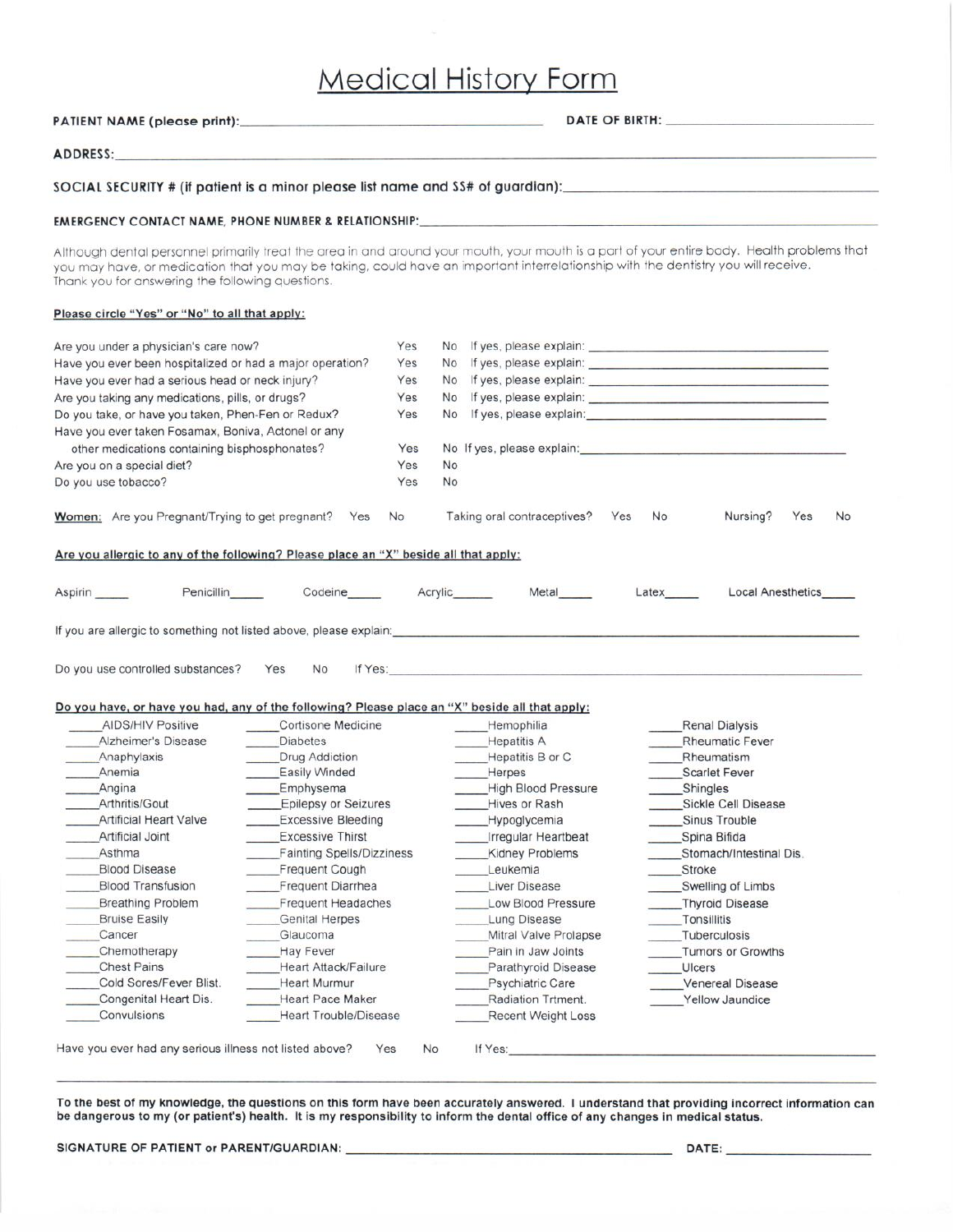# Medical History Form

**PATIENT NAME (please print):**\_\_\_\_\_\_\_\_\_\_\_\_\_\_\_\_\_\_\_\_\_\_\_\_\_\_\_\_\_\_ **DATE OF BIRTH:** \_\_\_\_\_\_\_\_\_\_\_\_\_\_\_\_\_\_\_\_

**ADDRESS:**\_\_\_\_\_\_\_\_\_\_\_\_\_\_\_\_\_\_\_\_\_\_\_\_\_\_\_\_\_\_\_\_\_\_\_\_\_\_\_\_\_\_\_\_\_\_\_\_

**SOCIAL SECURITY # (if patient is a minor please list name and SS# of guardian):**\_\_\_\_\_\_\_\_\_\_\_\_\_\_\_\_\_\_\_\_

**EMERGENCY CONTACT NAME, PHONE NUMBER & RELATIONSHIP:**\_\_\_\_\_\_\_\_\_\_\_\_\_\_\_\_\_\_\_\_\_\_\_\_\_\_\_\_\_\_

Although dental personnel primarily treat the area in and around your mouth, your mouth is a part of your entire body. Health problems that you may have, or medication that you may be taking, could have an important interrelationship with the dentistry you will receive. Thank you for answering the following questions.

**Please circle "Yes" or "No" to all that apply:**

| Question | | | |
|---|---|---|---|
| Are you under a physician's care now? | Yes | No | If yes, please explain: \_\_\_\_\_\_\_\_\_\_\_\_\_\_\_\_\_\_\_\_ |
| Have you ever been hospitalized or had a major operation? | Yes | No | If yes, please explain: \_\_\_\_\_\_\_\_\_\_\_\_\_\_\_\_\_\_\_\_ |
| Have you ever had a serious head or neck injury? | Yes | No | If yes, please explain: \_\_\_\_\_\_\_\_\_\_\_\_\_\_\_\_\_\_\_\_ |
| Are you taking any medications, pills, or drugs? | Yes | No | If yes, please explain: \_\_\_\_\_\_\_\_\_\_\_\_\_\_\_\_\_\_\_\_ |
| Do you take, or have you taken, Phen-Fen or Redux? | Yes | No | If yes, please explain: \_\_\_\_\_\_\_\_\_\_\_\_\_\_\_\_\_\_\_\_ |
| Have you ever taken Fosamax, Boniva, Actonel or any other medications containing bisphosphonates? | Yes | No | If yes, please explain: \_\_\_\_\_\_\_\_\_\_\_\_\_\_\_\_\_\_\_\_ |
| Are you on a special diet? | Yes | No | |
| Do you use tobacco? | Yes | No | |

**Women:** Are you Pregnant/Trying to get pregnant? Yes No Taking oral contraceptives? Yes No Nursing? Yes No

**Are you allergic to any of the following? Please place an "X" beside all that apply:**

Aspirin \_\_\_\_ Penicillin\_\_\_\_ Codeine\_\_\_\_ Acrylic\_\_\_\_ Metal\_\_\_\_ Latex\_\_\_\_ Local Anesthetics\_\_\_\_

If you are allergic to something not listed above, please explain:\_\_\_\_\_\_\_\_\_\_\_\_\_\_\_\_\_\_\_\_\_\_\_\_\_\_\_\_\_\_

Do you use controlled substances? Yes No If Yes:\_\_\_\_\_\_\_\_\_\_\_\_\_\_\_\_\_\_\_\_\_\_\_\_\_\_\_\_\_\_

**Do you have, or have you had, any of the following? Please place an "X" beside all that apply:**

| | | | |
|---|---|---|---|
| \_\_\_\_AIDS/HIV Positive | \_\_\_\_Cortisone Medicine | \_\_\_\_Hemophilia | \_\_\_\_Renal Dialysis |
| \_\_\_\_Alzheimer's Disease | \_\_\_\_Diabetes | \_\_\_\_Hepatitis A | \_\_\_\_Rheumatic Fever |
| \_\_\_\_Anaphylaxis | \_\_\_\_Drug Addiction | \_\_\_\_Hepatitis B or C | \_\_\_\_Rheumatism |
| \_\_\_\_Anemia | \_\_\_\_Easily Winded | \_\_\_\_Herpes | \_\_\_\_Scarlet Fever |
| \_\_\_\_Angina | \_\_\_\_Emphysema | \_\_\_\_High Blood Pressure | \_\_\_\_Shingles |
| \_\_\_\_Arthritis/Gout | \_\_\_\_Epilepsy or Seizures | \_\_\_\_Hives or Rash | \_\_\_\_Sickle Cell Disease |
| \_\_\_\_Artificial Heart Valve | \_\_\_\_Excessive Bleeding | \_\_\_\_Hypoglycemia | \_\_\_\_Sinus Trouble |
| \_\_\_\_Artificial Joint | \_\_\_\_Excessive Thirst | \_\_\_\_Irregular Heartbeat | \_\_\_\_Spina Bifida |
| \_\_\_\_Asthma | \_\_\_\_Fainting Spells/Dizziness | \_\_\_\_Kidney Problems | \_\_\_\_Stomach/Intestinal Dis. |
| \_\_\_\_Blood Disease | \_\_\_\_Frequent Cough | \_\_\_\_Leukemia | \_\_\_\_Stroke |
| \_\_\_\_Blood Transfusion | \_\_\_\_Frequent Diarrhea | \_\_\_\_Liver Disease | \_\_\_\_Swelling of Limbs |
| \_\_\_\_Breathing Problem | \_\_\_\_Frequent Headaches | \_\_\_\_Low Blood Pressure | \_\_\_\_Thyroid Disease |
| \_\_\_\_Bruise Easily | \_\_\_\_Genital Herpes | \_\_\_\_Lung Disease | \_\_\_\_Tonsillitis |
| \_\_\_\_Cancer | \_\_\_\_Glaucoma | \_\_\_\_Mitral Valve Prolapse | \_\_\_\_Tuberculosis |
| \_\_\_\_Chemotherapy | \_\_\_\_Hay Fever | \_\_\_\_Pain in Jaw Joints | \_\_\_\_Tumors or Growths |
| \_\_\_\_Chest Pains | \_\_\_\_Heart Attack/Failure | \_\_\_\_Parathyroid Disease | \_\_\_\_Ulcers |
| \_\_\_\_Cold Sores/Fever Blist. | \_\_\_\_Heart Murmur | \_\_\_\_Psychiatric Care | \_\_\_\_Venereal Disease |
| \_\_\_\_Congenital Heart Dis. | \_\_\_\_Heart Pace Maker | \_\_\_\_Radiation Trtment. | \_\_\_\_Yellow Jaundice |
| \_\_\_\_Convulsions | \_\_\_\_Heart Trouble/Disease | \_\_\_\_Recent Weight Loss | |

Have you ever had any serious illness not listed above? Yes No If Yes:\_\_\_\_\_\_\_\_\_\_\_\_\_\_\_\_\_\_\_\_\_\_\_\_\_\_\_\_\_\_

\_\_\_\_\_\_\_\_\_\_\_\_\_\_\_\_\_\_\_\_\_\_\_\_\_\_\_\_\_\_\_\_\_\_\_\_\_\_\_\_\_\_\_\_\_\_\_\_

**To the best of my knowledge, the questions on this form have been accurately answered. I understand that providing incorrect information can be dangerous to my (or patient's) health. It is my responsibility to inform the dental office of any changes in medical status.**

**SIGNATURE OF PATIENT or PARENT/GUARDIAN:** \_\_\_\_\_\_\_\_\_\_\_\_\_\_\_\_\_\_\_\_\_\_\_\_\_\_\_\_\_\_ **DATE:** \_\_\_\_\_\_\_\_\_\_\_\_\_\_\_\_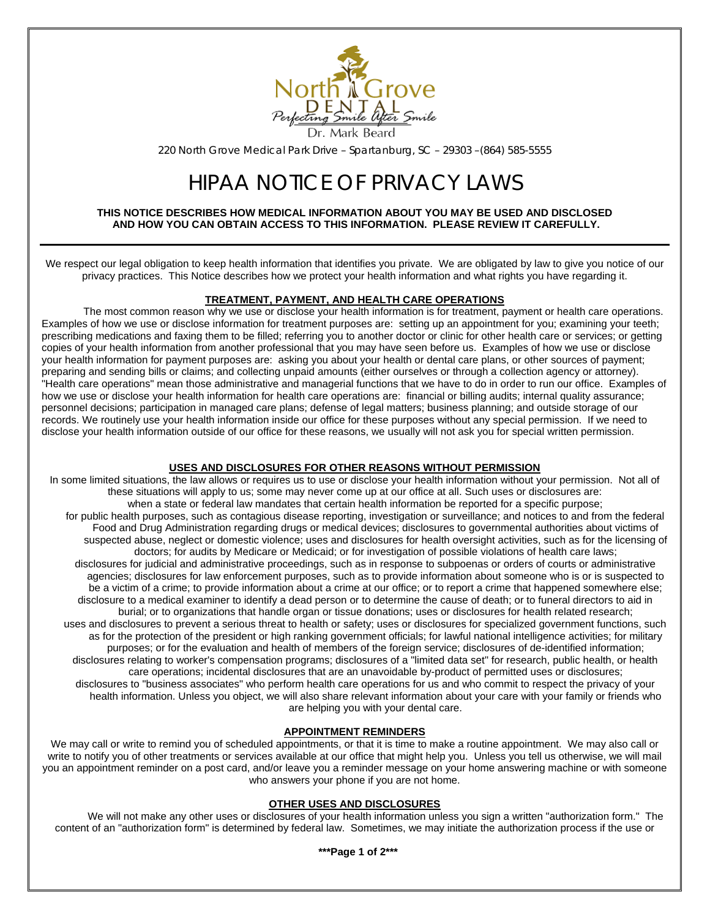North Grove DENTAL Perfecting Smile After Smile

Dr. Mark Beard

220 North Grove Medical Park Drive – Spartanburg, SC – 29303 –(864) 585-5555

# HIPAA NOTICE OF PRIVACY LAWS

**THIS NOTICE DESCRIBES HOW MEDICAL INFORMATION ABOUT YOU MAY BE USED AND DISCLOSED AND HOW YOU CAN OBTAIN ACCESS TO THIS INFORMATION. PLEASE REVIEW IT CAREFULLY.**

We respect our legal obligation to keep health information that identifies you private. We are obligated by law to give you notice of our privacy practices. This Notice describes how we protect your health information and what rights you have regarding it.

## TREATMENT, PAYMENT, AND HEALTH CARE OPERATIONS

The most common reason why we use or disclose your health information is for treatment, payment or health care operations. Examples of how we use or disclose information for treatment purposes are: setting up an appointment for you; examining your teeth; prescribing medications and faxing them to be filled; referring you to another doctor or clinic for other health care or services; or getting copies of your health information from another professional that you may have seen before us. Examples of how we use or disclose your health information for payment purposes are: asking you about your health or dental care plans, or other sources of payment; preparing and sending bills or claims; and collecting unpaid amounts (either ourselves or through a collection agency or attorney). "Health care operations" mean those administrative and managerial functions that we have to do in order to run our office. Examples of how we use or disclose your health information for health care operations are: financial or billing audits; internal quality assurance; personnel decisions; participation in managed care plans; defense of legal matters; business planning; and outside storage of our records. We routinely use your health information inside our office for these purposes without any special permission. If we need to disclose your health information outside of our office for these reasons, we usually will not ask you for special written permission.

## USES AND DISCLOSURES FOR OTHER REASONS WITHOUT PERMISSION

In some limited situations, the law allows or requires us to use or disclose your health information without your permission. Not all of these situations will apply to us; some may never come up at our office at all. Such uses or disclosures are: when a state or federal law mandates that certain health information be reported for a specific purpose; for public health purposes, such as contagious disease reporting, investigation or surveillance; and notices to and from the federal Food and Drug Administration regarding drugs or medical devices; disclosures to governmental authorities about victims of suspected abuse, neglect or domestic violence; uses and disclosures for health oversight activities, such as for the licensing of doctors; for audits by Medicare or Medicaid; or for investigation of possible violations of health care laws; disclosures for judicial and administrative proceedings, such as in response to subpoenas or orders of courts or administrative agencies; disclosures for law enforcement purposes, such as to provide information about someone who is or is suspected to be a victim of a crime; to provide information about a crime at our office; or to report a crime that happened somewhere else; disclosure to a medical examiner to identify a dead person or to determine the cause of death; or to funeral directors to aid in burial; or to organizations that handle organ or tissue donations; uses or disclosures for health related research; uses and disclosures to prevent a serious threat to health or safety; uses or disclosures for specialized government functions, such as for the protection of the president or high ranking government officials; for lawful national intelligence activities; for military purposes; or for the evaluation and health of members of the foreign service; disclosures of de-identified information; disclosures relating to worker's compensation programs; disclosures of a "limited data set" for research, public health, or health care operations; incidental disclosures that are an unavoidable by-product of permitted uses or disclosures; disclosures to "business associates" who perform health care operations for us and who commit to respect the privacy of your health information. Unless you object, we will also share relevant information about your care with your family or friends who are helping you with your dental care.

## APPOINTMENT REMINDERS

We may call or write to remind you of scheduled appointments, or that it is time to make a routine appointment. We may also call or write to notify you of other treatments or services available at our office that might help you. Unless you tell us otherwise, we will mail you an appointment reminder on a post card, and/or leave you a reminder message on your home answering machine or with someone who answers your phone if you are not home.

## OTHER USES AND DISCLOSURES

We will not make any other uses or disclosures of your health information unless you sign a written "authorization form." The content of an "authorization form" is determined by federal law. Sometimes, we may initiate the authorization process if the use or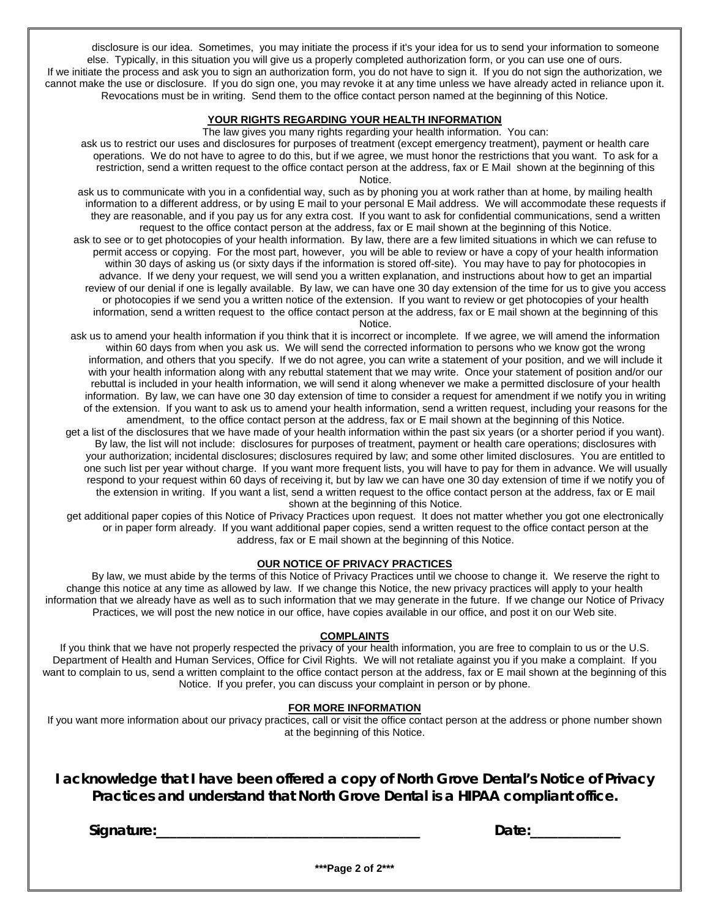disclosure is our idea. Sometimes, you may initiate the process if it's your idea for us to send your information to someone else. Typically, in this situation you will give us a properly completed authorization form, or you can use one of ours. If we initiate the process and ask you to sign an authorization form, you do not have to sign it. If you do not sign the authorization, we cannot make the use or disclosure. If you do sign one, you may revoke it at any time unless we have already acted in reliance upon it. Revocations must be in writing. Send them to the office contact person named at the beginning of this Notice.

**YOUR RIGHTS REGARDING YOUR HEALTH INFORMATION**

The law gives you many rights regarding your health information. You can:

ask us to restrict our uses and disclosures for purposes of treatment (except emergency treatment), payment or health care operations. We do not have to agree to do this, but if we agree, we must honor the restrictions that you want. To ask for a restriction, send a written request to the office contact person at the address, fax or E Mail shown at the beginning of this Notice.

ask us to communicate with you in a confidential way, such as by phoning you at work rather than at home, by mailing health information to a different address, or by using E mail to your personal E Mail address. We will accommodate these requests if they are reasonable, and if you pay us for any extra cost. If you want to ask for confidential communications, send a written request to the office contact person at the address, fax or E mail shown at the beginning of this Notice.

ask to see or to get photocopies of your health information. By law, there are a few limited situations in which we can refuse to permit access or copying. For the most part, however, you will be able to review or have a copy of your health information within 30 days of asking us (or sixty days if the information is stored off-site). You may have to pay for photocopies in advance. If we deny your request, we will send you a written explanation, and instructions about how to get an impartial review of our denial if one is legally available. By law, we can have one 30 day extension of the time for us to give you access or photocopies if we send you a written notice of the extension. If you want to review or get photocopies of your health information, send a written request to the office contact person at the address, fax or E mail shown at the beginning of this Notice.

ask us to amend your health information if you think that it is incorrect or incomplete. If we agree, we will amend the information within 60 days from when you ask us. We will send the corrected information to persons who we know got the wrong information, and others that you specify. If we do not agree, you can write a statement of your position, and we will include it with your health information along with any rebuttal statement that we may write. Once your statement of position and/or our rebuttal is included in your health information, we will send it along whenever we make a permitted disclosure of your health information. By law, we can have one 30 day extension of time to consider a request for amendment if we notify you in writing of the extension. If you want to ask us to amend your health information, send a written request, including your reasons for the amendment, to the office contact person at the address, fax or E mail shown at the beginning of this Notice.

get a list of the disclosures that we have made of your health information within the past six years (or a shorter period if you want). By law, the list will not include: disclosures for purposes of treatment, payment or health care operations; disclosures with your authorization; incidental disclosures; disclosures required by law; and some other limited disclosures. You are entitled to one such list per year without charge. If you want more frequent lists, you will have to pay for them in advance. We will usually respond to your request within 60 days of receiving it, but by law we can have one 30 day extension of time if we notify you of the extension in writing. If you want a list, send a written request to the office contact person at the address, fax or E mail shown at the beginning of this Notice.

get additional paper copies of this Notice of Privacy Practices upon request. It does not matter whether you got one electronically or in paper form already. If you want additional paper copies, send a written request to the office contact person at the address, fax or E mail shown at the beginning of this Notice.

**OUR NOTICE OF PRIVACY PRACTICES**

By law, we must abide by the terms of this Notice of Privacy Practices until we choose to change it. We reserve the right to change this notice at any time as allowed by law. If we change this Notice, the new privacy practices will apply to your health information that we already have as well as to such information that we may generate in the future. If we change our Notice of Privacy Practices, we will post the new notice in our office, have copies available in our office, and post it on our Web site.

**COMPLAINTS**

If you think that we have not properly respected the privacy of your health information, you are free to complain to us or the U.S. Department of Health and Human Services, Office for Civil Rights. We will not retaliate against you if you make a complaint. If you want to complain to us, send a written complaint to the office contact person at the address, fax or E mail shown at the beginning of this Notice. If you prefer, you can discuss your complaint in person or by phone.

**FOR MORE INFORMATION**

If you want more information about our privacy practices, call or visit the office contact person at the address or phone number shown at the beginning of this Notice.

**I acknowledge that I have been offered a copy of North Grove Dental's Notice of Privacy Practices and understand that North Grove Dental is a HIPAA compliant office.**

**Signature:**___________________________________ **Date:**____________